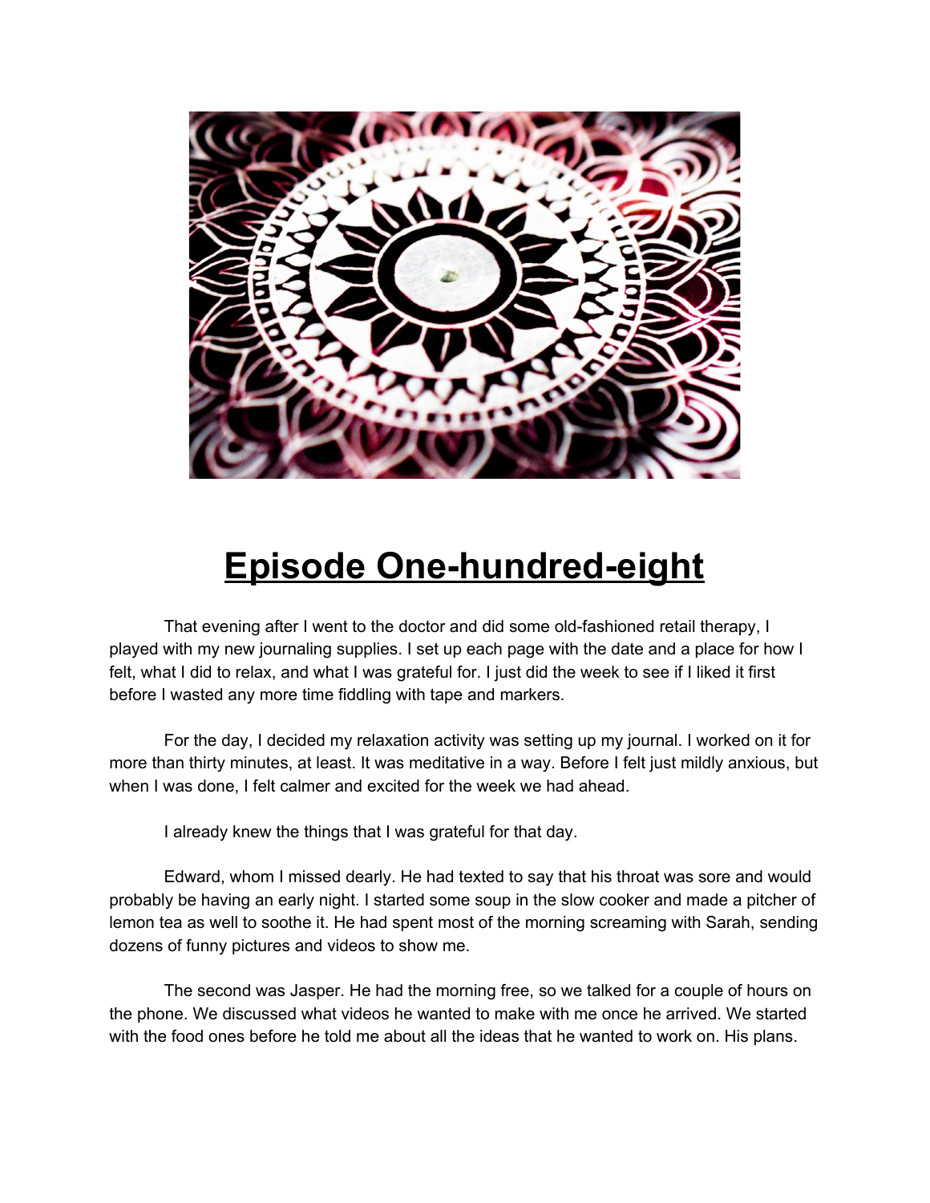# Episode One-hundred-eight

That evening after I went to the doctor and did some old-fashioned retail therapy, I played with my new journaling supplies. I set up each page with the date and a place for how I felt, what I did to relax, and what I was grateful for. I just did the week to see if I liked it first before I wasted any more time fiddling with tape and markers.

For the day, I decided my relaxation activity was setting up my journal. I worked on it for more than thirty minutes, at least. It was meditative in a way. Before I felt just mildly anxious, but when I was done, I felt calmer and excited for the week we had ahead.

I already knew the things that I was grateful for that day.

Edward, whom I missed dearly. He had texted to say that his throat was sore and would probably be having an early night. I started some soup in the slow cooker and made a pitcher of lemon tea as well to soothe it. He had spent most of the morning screaming with Sarah, sending dozens of funny pictures and videos to show me.

The second was Jasper. He had the morning free, so we talked for a couple of hours on the phone. We discussed what videos he wanted to make with me once he arrived. We started with the food ones before he told me about all the ideas that he wanted to work on. His plans.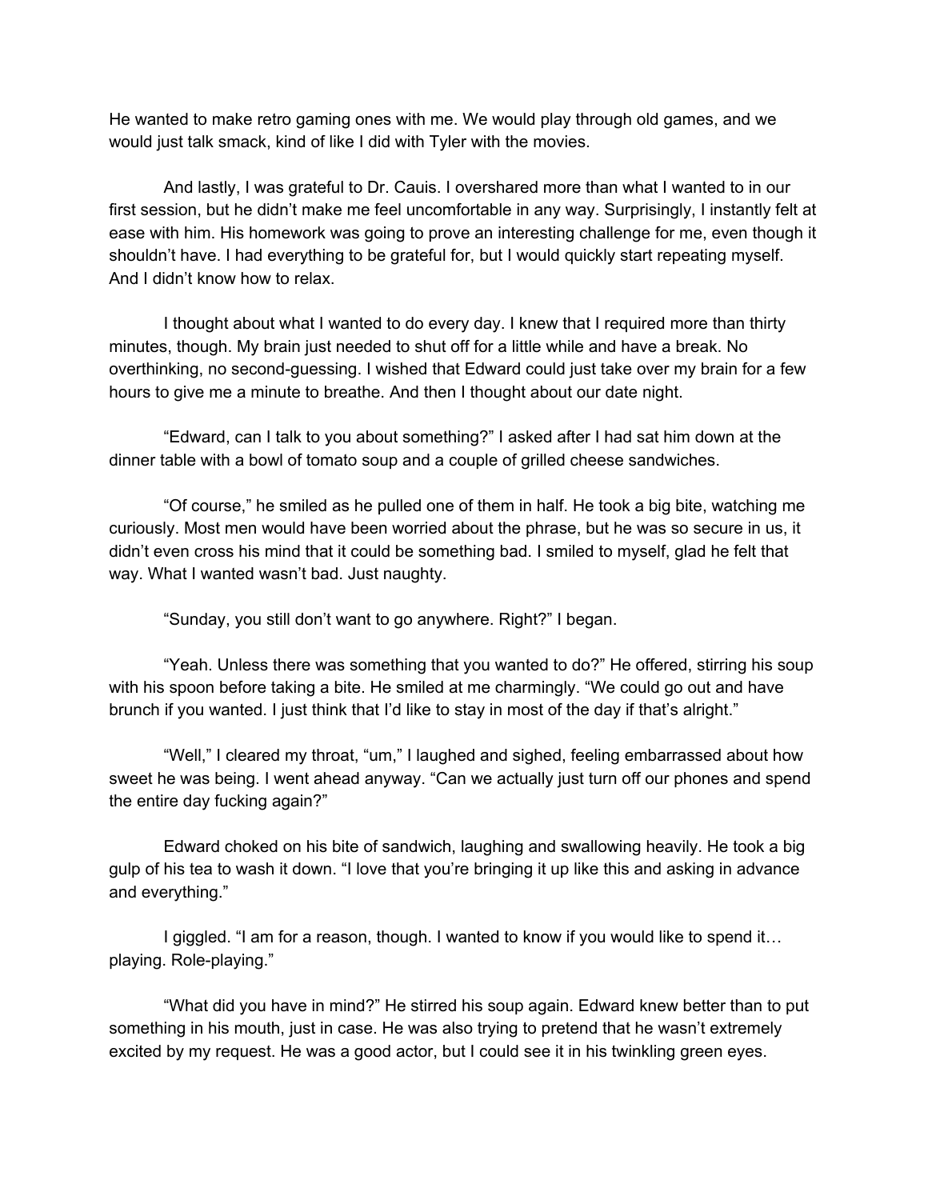He wanted to make retro gaming ones with me. We would play through old games, and we would just talk smack, kind of like I did with Tyler with the movies.

And lastly, I was grateful to Dr. Cauis. I overshared more than what I wanted to in our first session, but he didn't make me feel uncomfortable in any way. Surprisingly, I instantly felt at ease with him. His homework was going to prove an interesting challenge for me, even though it shouldn't have. I had everything to be grateful for, but I would quickly start repeating myself. And I didn't know how to relax.

I thought about what I wanted to do every day. I knew that I required more than thirty minutes, though. My brain just needed to shut off for a little while and have a break. No overthinking, no second-guessing. I wished that Edward could just take over my brain for a few hours to give me a minute to breathe. And then I thought about our date night.

"Edward, can I talk to you about something?" I asked after I had sat him down at the dinner table with a bowl of tomato soup and a couple of grilled cheese sandwiches.

"Of course," he smiled as he pulled one of them in half. He took a big bite, watching me curiously. Most men would have been worried about the phrase, but he was so secure in us, it didn't even cross his mind that it could be something bad. I smiled to myself, glad he felt that way. What I wanted wasn't bad. Just naughty.

"Sunday, you still don't want to go anywhere. Right?" I began.

"Yeah. Unless there was something that you wanted to do?" He offered, stirring his soup with his spoon before taking a bite. He smiled at me charmingly. "We could go out and have brunch if you wanted. I just think that I'd like to stay in most of the day if that's alright."

"Well," I cleared my throat, "um," I laughed and sighed, feeling embarrassed about how sweet he was being. I went ahead anyway. "Can we actually just turn off our phones and spend the entire day fucking again?"

Edward choked on his bite of sandwich, laughing and swallowing heavily. He took a big gulp of his tea to wash it down. "I love that you're bringing it up like this and asking in advance and everything."

I giggled. "I am for a reason, though. I wanted to know if you would like to spend it… playing. Role-playing."

"What did you have in mind?" He stirred his soup again. Edward knew better than to put something in his mouth, just in case. He was also trying to pretend that he wasn't extremely excited by my request. He was a good actor, but I could see it in his twinkling green eyes.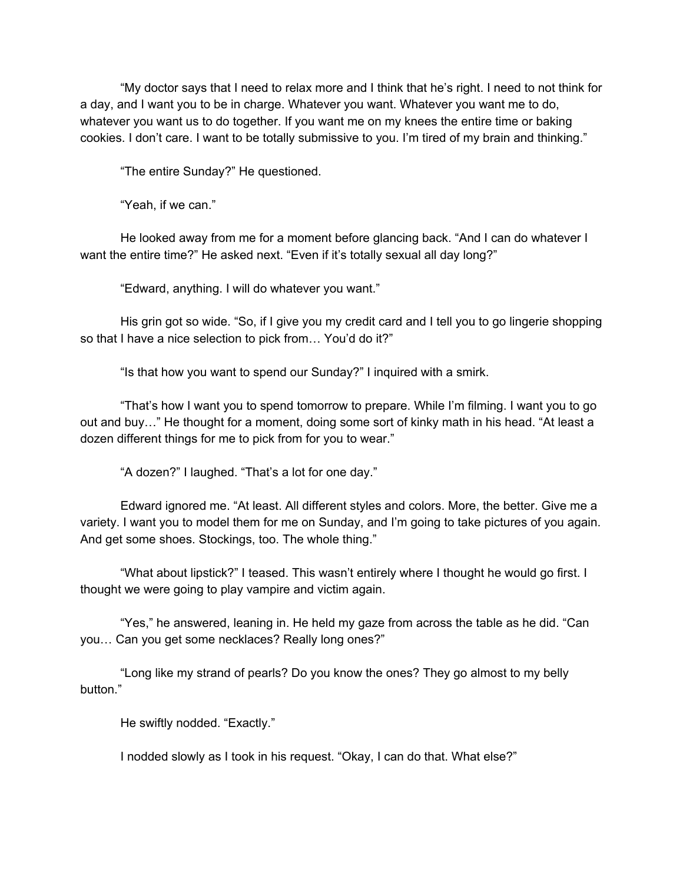"My doctor says that I need to relax more and I think that he's right. I need to not think for a day, and I want you to be in charge. Whatever you want. Whatever you want me to do, whatever you want us to do together. If you want me on my knees the entire time or baking cookies. I don't care. I want to be totally submissive to you. I'm tired of my brain and thinking."

"The entire Sunday?" He questioned.

"Yeah, if we can."

He looked away from me for a moment before glancing back. "And I can do whatever I want the entire time?" He asked next. "Even if it's totally sexual all day long?"

"Edward, anything. I will do whatever you want."

His grin got so wide. "So, if I give you my credit card and I tell you to go lingerie shopping so that I have a nice selection to pick from… You'd do it?"

"Is that how you want to spend our Sunday?" I inquired with a smirk.

"That's how I want you to spend tomorrow to prepare. While I'm filming. I want you to go out and buy…" He thought for a moment, doing some sort of kinky math in his head. "At least a dozen different things for me to pick from for you to wear."

"A dozen?" I laughed. "That's a lot for one day."

Edward ignored me. "At least. All different styles and colors. More, the better. Give me a variety. I want you to model them for me on Sunday, and I'm going to take pictures of you again. And get some shoes. Stockings, too. The whole thing."

"What about lipstick?" I teased. This wasn't entirely where I thought he would go first. I thought we were going to play vampire and victim again.

"Yes," he answered, leaning in. He held my gaze from across the table as he did. "Can you… Can you get some necklaces? Really long ones?"

"Long like my strand of pearls? Do you know the ones? They go almost to my belly button."

He swiftly nodded. "Exactly."

I nodded slowly as I took in his request. "Okay, I can do that. What else?"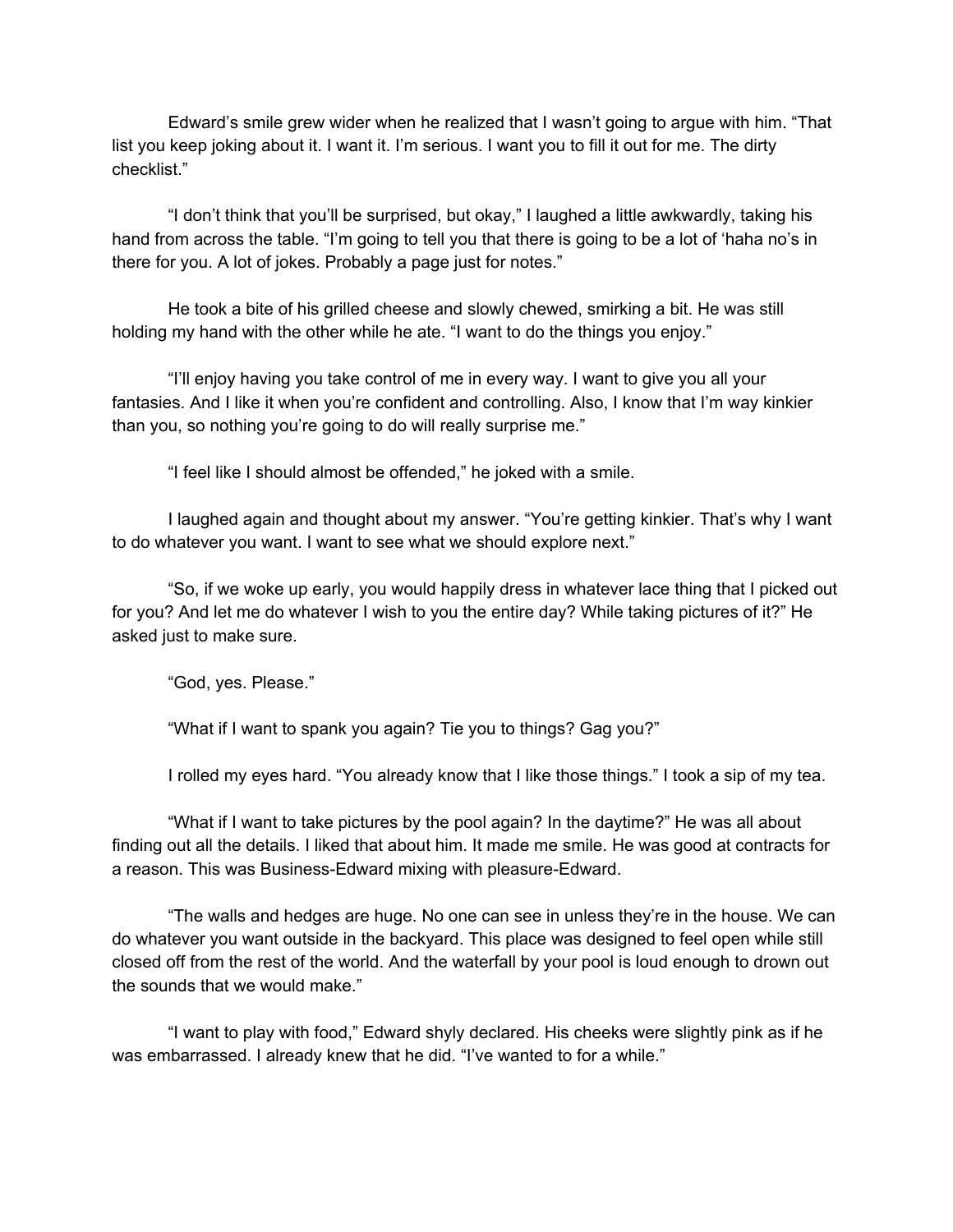Edward's smile grew wider when he realized that I wasn't going to argue with him. "That list you keep joking about it. I want it. I'm serious. I want you to fill it out for me. The dirty checklist."

"I don't think that you'll be surprised, but okay," I laughed a little awkwardly, taking his hand from across the table. "I'm going to tell you that there is going to be a lot of 'haha no's in there for you. A lot of jokes. Probably a page just for notes."

He took a bite of his grilled cheese and slowly chewed, smirking a bit. He was still holding my hand with the other while he ate. "I want to do the things you enjoy."

"I'll enjoy having you take control of me in every way. I want to give you all your fantasies. And I like it when you're confident and controlling. Also, I know that I'm way kinkier than you, so nothing you're going to do will really surprise me."

"I feel like I should almost be offended," he joked with a smile.

I laughed again and thought about my answer. "You're getting kinkier. That's why I want to do whatever you want. I want to see what we should explore next."

"So, if we woke up early, you would happily dress in whatever lace thing that I picked out for you? And let me do whatever I wish to you the entire day? While taking pictures of it?" He asked just to make sure.

"God, yes. Please."

"What if I want to spank you again? Tie you to things? Gag you?"

I rolled my eyes hard. "You already know that I like those things." I took a sip of my tea.

"What if I want to take pictures by the pool again? In the daytime?" He was all about finding out all the details. I liked that about him. It made me smile. He was good at contracts for a reason. This was Business-Edward mixing with pleasure-Edward.

"The walls and hedges are huge. No one can see in unless they're in the house. We can do whatever you want outside in the backyard. This place was designed to feel open while still closed off from the rest of the world. And the waterfall by your pool is loud enough to drown out the sounds that we would make."

"I want to play with food," Edward shyly declared. His cheeks were slightly pink as if he was embarrassed. I already knew that he did. "I've wanted to for a while."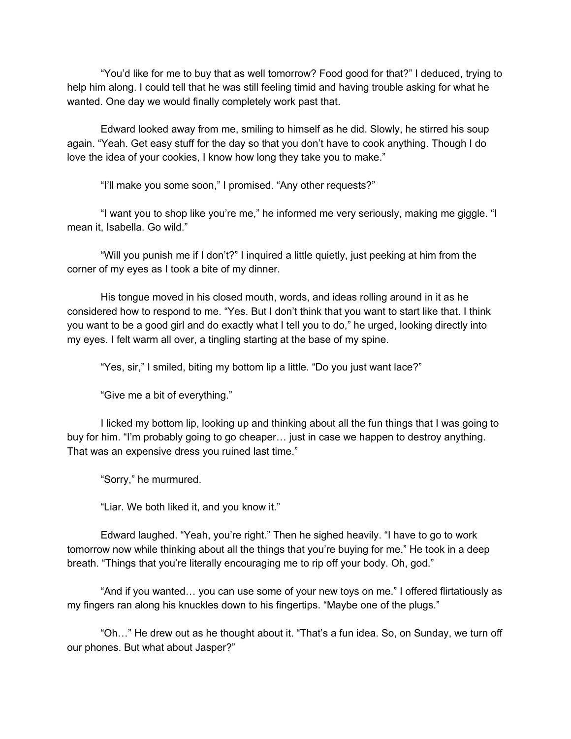"You'd like for me to buy that as well tomorrow? Food good for that?" I deduced, trying to help him along. I could tell that he was still feeling timid and having trouble asking for what he wanted. One day we would finally completely work past that.

Edward looked away from me, smiling to himself as he did. Slowly, he stirred his soup again. "Yeah. Get easy stuff for the day so that you don't have to cook anything. Though I do love the idea of your cookies, I know how long they take you to make."

"I'll make you some soon," I promised. "Any other requests?"

"I want you to shop like you're me," he informed me very seriously, making me giggle. "I mean it, Isabella. Go wild."

"Will you punish me if I don't?" I inquired a little quietly, just peeking at him from the corner of my eyes as I took a bite of my dinner.

His tongue moved in his closed mouth, words, and ideas rolling around in it as he considered how to respond to me. "Yes. But I don't think that you want to start like that. I think you want to be a good girl and do exactly what I tell you to do," he urged, looking directly into my eyes. I felt warm all over, a tingling starting at the base of my spine.

"Yes, sir," I smiled, biting my bottom lip a little. "Do you just want lace?"

"Give me a bit of everything."

I licked my bottom lip, looking up and thinking about all the fun things that I was going to buy for him. "I'm probably going to go cheaper… just in case we happen to destroy anything. That was an expensive dress you ruined last time."

"Sorry," he murmured.

"Liar. We both liked it, and you know it."

Edward laughed. "Yeah, you're right." Then he sighed heavily. "I have to go to work tomorrow now while thinking about all the things that you're buying for me." He took in a deep breath. "Things that you're literally encouraging me to rip off your body. Oh, god."

"And if you wanted… you can use some of your new toys on me." I offered flirtatiously as my fingers ran along his knuckles down to his fingertips. "Maybe one of the plugs."

"Oh…" He drew out as he thought about it. "That's a fun idea. So, on Sunday, we turn off our phones. But what about Jasper?"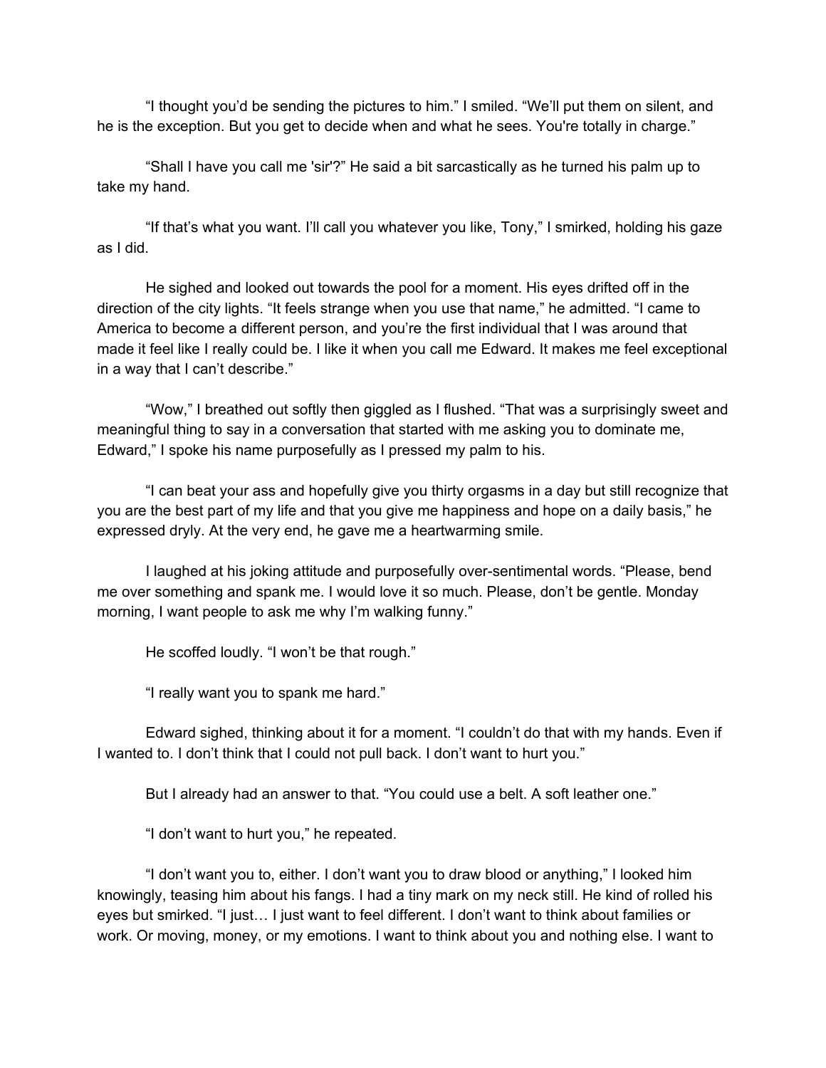“I thought you’d be sending the pictures to him.” I smiled. “We’ll put them on silent, and he is the exception. But you get to decide when and what he sees. You're totally in charge.”

“Shall I have you call me 'sir'?” He said a bit sarcastically as he turned his palm up to take my hand.

“If that’s what you want. I’ll call you whatever you like, Tony,” I smirked, holding his gaze as I did.

He sighed and looked out towards the pool for a moment. His eyes drifted off in the direction of the city lights. “It feels strange when you use that name,” he admitted. “I came to America to become a different person, and you’re the first individual that I was around that made it feel like I really could be. I like it when you call me Edward. It makes me feel exceptional in a way that I can’t describe.”

“Wow,” I breathed out softly then giggled as I flushed. “That was a surprisingly sweet and meaningful thing to say in a conversation that started with me asking you to dominate me, Edward,” I spoke his name purposefully as I pressed my palm to his.

“I can beat your ass and hopefully give you thirty orgasms in a day but still recognize that you are the best part of my life and that you give me happiness and hope on a daily basis,” he expressed dryly. At the very end, he gave me a heartwarming smile.

I laughed at his joking attitude and purposefully over-sentimental words. “Please, bend me over something and spank me. I would love it so much. Please, don’t be gentle. Monday morning, I want people to ask me why I’m walking funny.”

He scoffed loudly. “I won’t be that rough.”

“I really want you to spank me hard.”

Edward sighed, thinking about it for a moment. “I couldn’t do that with my hands. Even if I wanted to. I don’t think that I could not pull back. I don’t want to hurt you.”

But I already had an answer to that. “You could use a belt. A soft leather one.”

“I don’t want to hurt you,” he repeated.

“I don’t want you to, either. I don’t want you to draw blood or anything,” I looked him knowingly, teasing him about his fangs. I had a tiny mark on my neck still. He kind of rolled his eyes but smirked. “I just… I just want to feel different. I don’t want to think about families or work. Or moving, money, or my emotions. I want to think about you and nothing else. I want to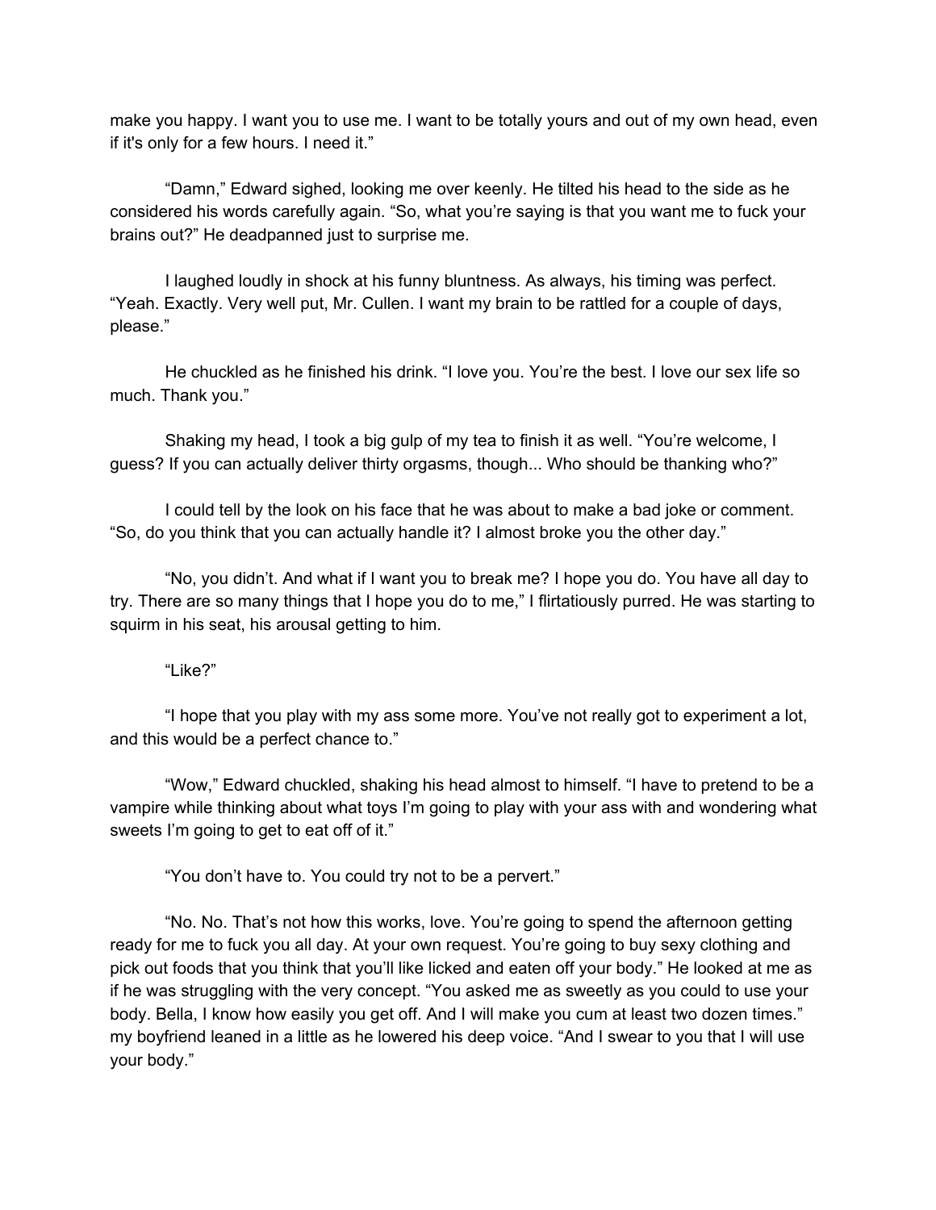make you happy. I want you to use me. I want to be totally yours and out of my own head, even if it's only for a few hours. I need it."

"Damn," Edward sighed, looking me over keenly. He tilted his head to the side as he considered his words carefully again. "So, what you're saying is that you want me to fuck your brains out?" He deadpanned just to surprise me.

I laughed loudly in shock at his funny bluntness. As always, his timing was perfect. "Yeah. Exactly. Very well put, Mr. Cullen. I want my brain to be rattled for a couple of days, please."

He chuckled as he finished his drink. "I love you. You're the best. I love our sex life so much. Thank you."

Shaking my head, I took a big gulp of my tea to finish it as well. "You're welcome, I guess? If you can actually deliver thirty orgasms, though... Who should be thanking who?"

I could tell by the look on his face that he was about to make a bad joke or comment. "So, do you think that you can actually handle it? I almost broke you the other day."

"No, you didn't. And what if I want you to break me? I hope you do. You have all day to try. There are so many things that I hope you do to me," I flirtatiously purred. He was starting to squirm in his seat, his arousal getting to him.

"Like?"

"I hope that you play with my ass some more. You've not really got to experiment a lot, and this would be a perfect chance to."

"Wow," Edward chuckled, shaking his head almost to himself. "I have to pretend to be a vampire while thinking about what toys I'm going to play with your ass with and wondering what sweets I'm going to get to eat off of it."

"You don't have to. You could try not to be a pervert."

"No. No. That's not how this works, love. You're going to spend the afternoon getting ready for me to fuck you all day. At your own request. You're going to buy sexy clothing and pick out foods that you think that you'll like licked and eaten off your body." He looked at me as if he was struggling with the very concept. "You asked me as sweetly as you could to use your body. Bella, I know how easily you get off. And I will make you cum at least two dozen times." my boyfriend leaned in a little as he lowered his deep voice. "And I swear to you that I will use your body."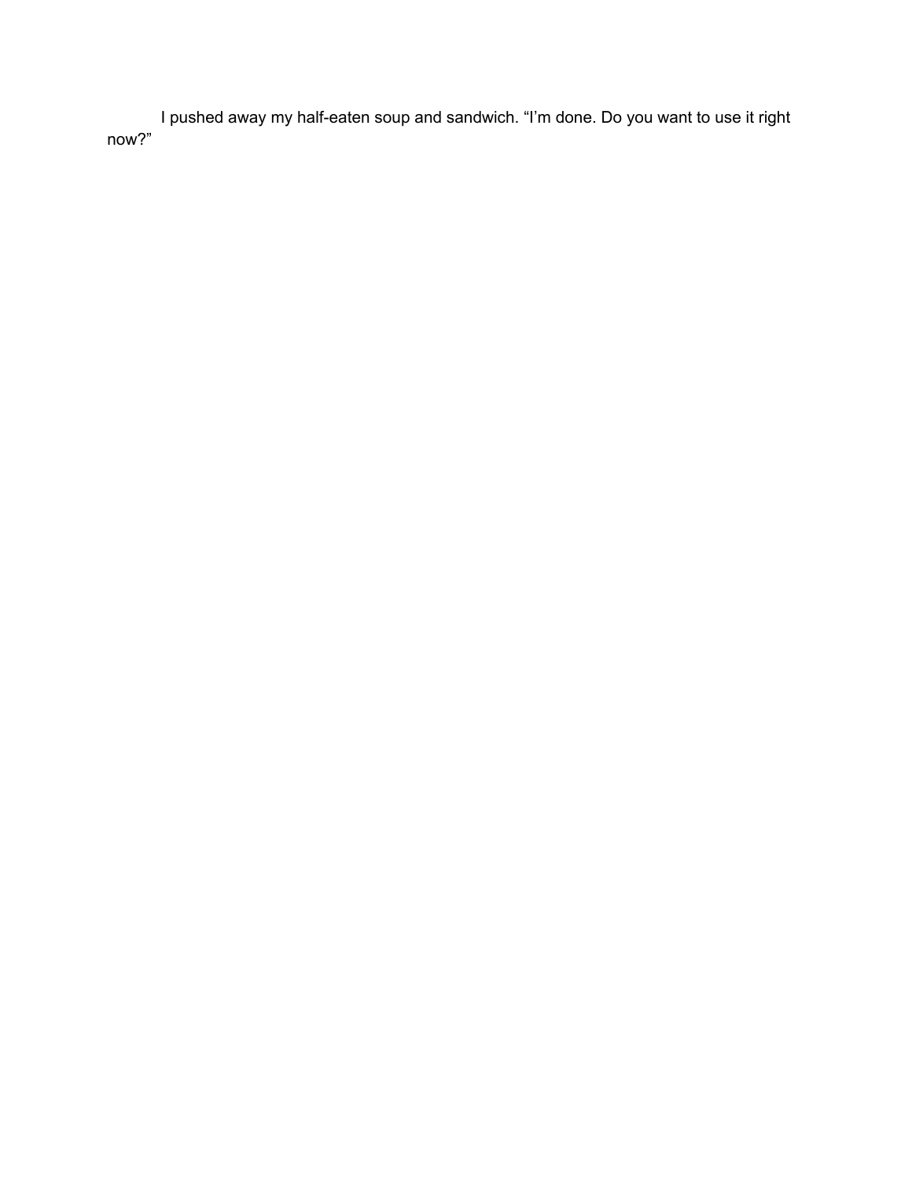I pushed away my half-eaten soup and sandwich. “I’m done. Do you want to use it right now?”